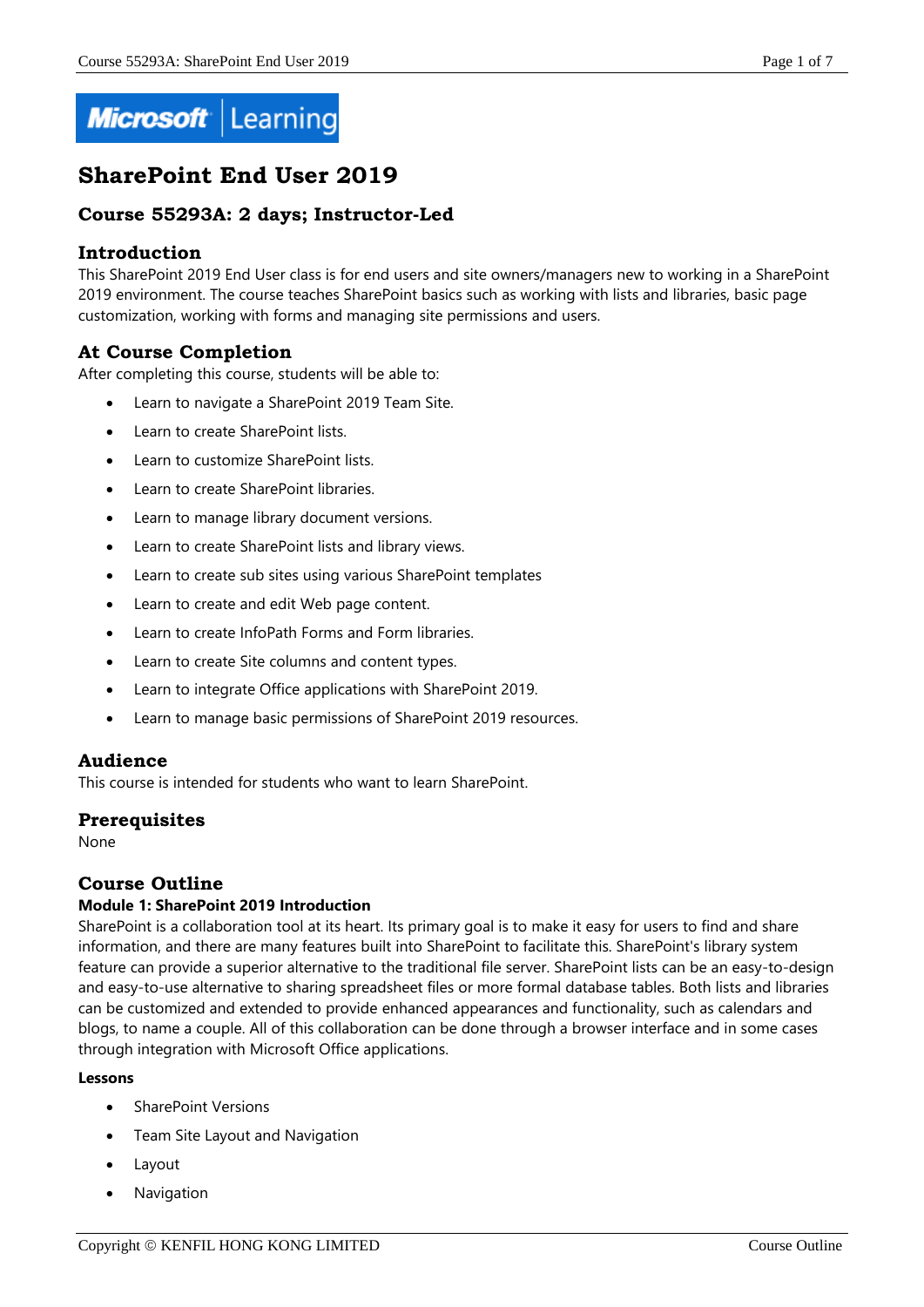# SharePoint End User 2019

## Course 55293A: 2 days; Instructor-Led

### Introduction

This SharePoint 2019 End User class is for end users and site owners/managers new to working in a SharePoint 2019 environment. The course teaches SharePoint basics such as working with lists and libraries, basic page customization, working with forms and managing site permissions and users.

### At Course Completion

After completing this course, students will be able to:

- Learn to navigate a SharePoint 2019 Team Site.
- Learn to create SharePoint lists.
- Learn to customize SharePoint lists.
- Learn to create SharePoint libraries.
- Learn to manage library document versions.
- Learn to create SharePoint lists and library views.
- Learn to create sub sites using various SharePoint templates
- Learn to create and edit Web page content.
- Learn to create InfoPath Forms and Form libraries.
- Learn to create Site columns and content types.
- Learn to integrate Office applications with SharePoint 2019.
- Learn to manage basic permissions of SharePoint 2019 resources.

### Audience

This course is intended for students who want to learn SharePoint.

### Prerequisites

None

### Course Outline

#### Module 1: SharePoint 2019 Introduction

SharePoint is a collaboration tool at its heart. Its primary goal is to make it easy for users to find and share information, and there are many features built into SharePoint to facilitate this. SharePoint's library system feature can provide a superior alternative to the traditional file server. SharePoint lists can be an easy-to-design and easy-to-use alternative to sharing spreadsheet files or more formal database tables. Both lists and libraries can be customized and extended to provide enhanced appearances and functionality, such as calendars and blogs, to name a couple. All of this collaboration can be done through a browser interface and in some cases through integration with Microsoft Office applications.

**Lessons**

- SharePoint Versions
- Team Site Layout and Navigation
- Layout
- Navigation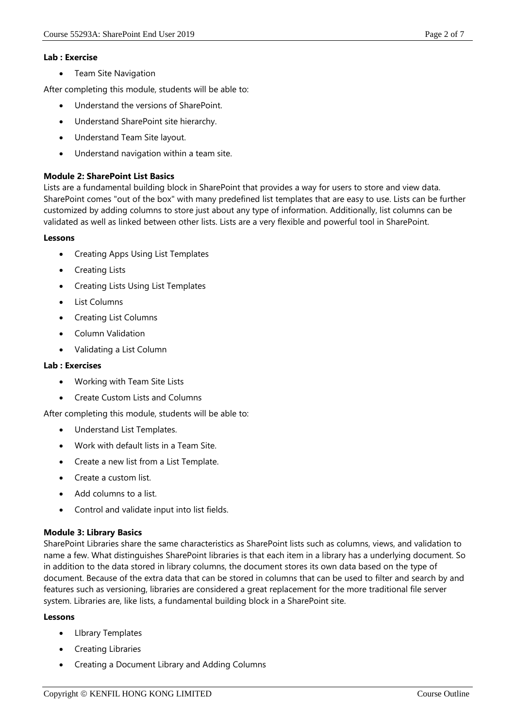**Lab : Exercise**

- Team Site Navigation

After completing this module, students will be able to:

- Understand the versions of SharePoint.
- Understand SharePoint site hierarchy.
- Understand Team Site layout.
- Understand navigation within a team site.

**Module 2: SharePoint List Basics**

Lists are a fundamental building block in SharePoint that provides a way for users to store and view data. SharePoint comes "out of the box" with many predefined list templates that are easy to use. Lists can be further customized by adding columns to store just about any type of information. Additionally, list columns can be validated as well as linked between other lists. Lists are a very flexible and powerful tool in SharePoint.

**Lessons**

- Creating Apps Using List Templates
- Creating Lists
- Creating Lists Using List Templates
- List Columns
- Creating List Columns
- Column Validation
- Validating a List Column

**Lab : Exercises**

- Working with Team Site Lists
- Create Custom Lists and Columns

After completing this module, students will be able to:

- Understand List Templates.
- Work with default lists in a Team Site.
- Create a new list from a List Template.
- Create a custom list.
- Add columns to a list.
- Control and validate input into list fields.

**Module 3: Library Basics**

SharePoint Libraries share the same characteristics as SharePoint lists such as columns, views, and validation to name a few. What distinguishes SharePoint libraries is that each item in a library has a underlying document. So in addition to the data stored in library columns, the document stores its own data based on the type of document. Because of the extra data that can be stored in columns that can be used to filter and search by and features such as versioning, libraries are considered a great replacement for the more traditional file server system. Libraries are, like lists, a fundamental building block in a SharePoint site.

**Lessons**

- LIbrary Templates
- Creating Libraries
- Creating a Document Library and Adding Columns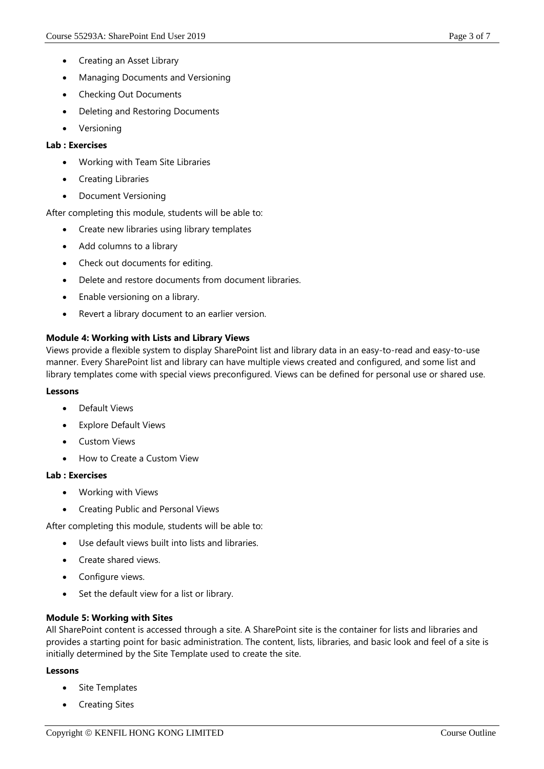- Creating an Asset Library
- Managing Documents and Versioning
- Checking Out Documents
- Deleting and Restoring Documents
- Versioning

**Lab : Exercises**

- Working with Team Site Libraries
- Creating Libraries
- Document Versioning

After completing this module, students will be able to:

- Create new libraries using library templates
- Add columns to a library
- Check out documents for editing.
- Delete and restore documents from document libraries.
- Enable versioning on a library.
- Revert a library document to an earlier version.

**Module 4: Working with Lists and Library Views**

Views provide a flexible system to display SharePoint list and library data in an easy-to-read and easy-to-use manner. Every SharePoint list and library can have multiple views created and configured, and some list and library templates come with special views preconfigured. Views can be defined for personal use or shared use.

**Lessons**

- Default Views
- Explore Default Views
- Custom Views
- How to Create a Custom View

**Lab : Exercises**

- Working with Views
- Creating Public and Personal Views

After completing this module, students will be able to:

- Use default views built into lists and libraries.
- Create shared views.
- Configure views.
- Set the default view for a list or library.

**Module 5: Working with Sites**

All SharePoint content is accessed through a site. A SharePoint site is the container for lists and libraries and provides a starting point for basic administration. The content, lists, libraries, and basic look and feel of a site is initially determined by the Site Template used to create the site.

**Lessons**

- Site Templates
- Creating Sites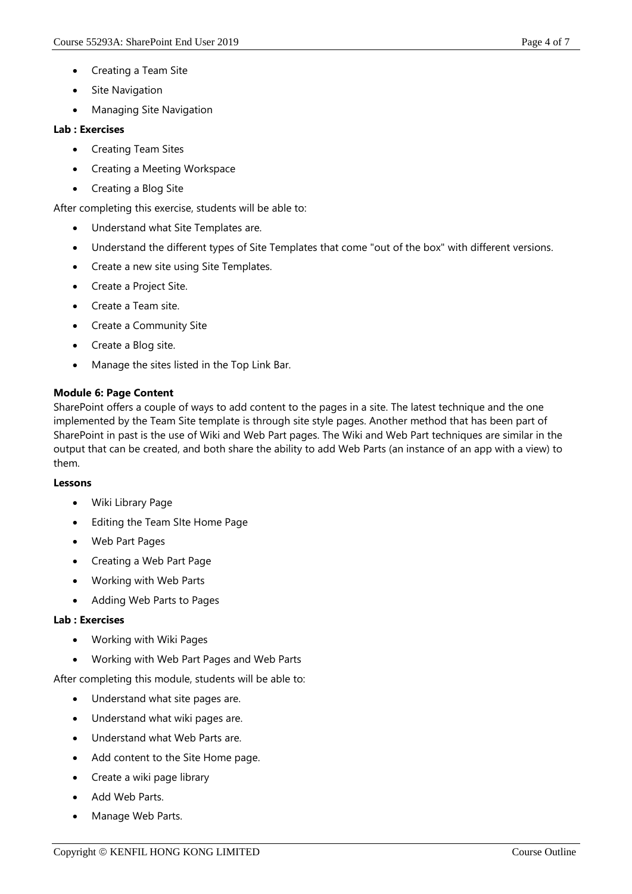- Creating a Team Site
- Site Navigation
- Managing Site Navigation

**Lab : Exercises**

- Creating Team Sites
- Creating a Meeting Workspace
- Creating a Blog Site

After completing this exercise, students will be able to:

- Understand what Site Templates are.
- Understand the different types of Site Templates that come "out of the box" with different versions.
- Create a new site using Site Templates.
- Create a Project Site.
- Create a Team site.
- Create a Community Site
- Create a Blog site.
- Manage the sites listed in the Top Link Bar.

**Module 6: Page Content**

SharePoint offers a couple of ways to add content to the pages in a site. The latest technique and the one implemented by the Team Site template is through site style pages. Another method that has been part of SharePoint in past is the use of Wiki and Web Part pages. The Wiki and Web Part techniques are similar in the output that can be created, and both share the ability to add Web Parts (an instance of an app with a view) to them.

**Lessons**

- Wiki Library Page
- Editing the Team SIte Home Page
- Web Part Pages
- Creating a Web Part Page
- Working with Web Parts
- Adding Web Parts to Pages

**Lab : Exercises**

- Working with Wiki Pages
- Working with Web Part Pages and Web Parts

After completing this module, students will be able to:

- Understand what site pages are.
- Understand what wiki pages are.
- Understand what Web Parts are.
- Add content to the Site Home page.
- Create a wiki page library
- Add Web Parts.
- Manage Web Parts.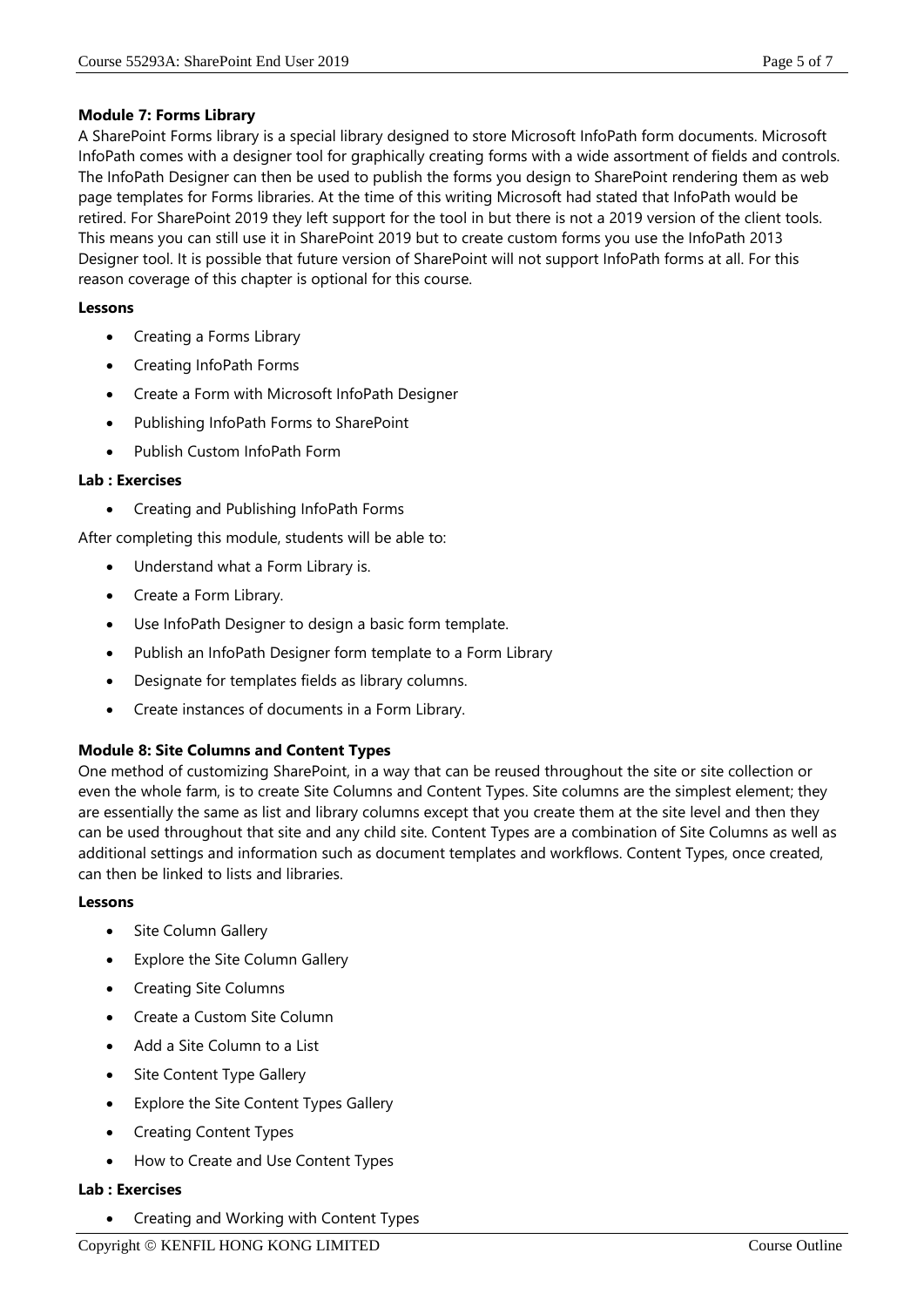**Module 7: Forms Library**

A SharePoint Forms library is a special library designed to store Microsoft InfoPath form documents. Microsoft InfoPath comes with a designer tool for graphically creating forms with a wide assortment of fields and controls. The InfoPath Designer can then be used to publish the forms you design to SharePoint rendering them as web page templates for Forms libraries. At the time of this writing Microsoft had stated that InfoPath would be retired. For SharePoint 2019 they left support for the tool in but there is not a 2019 version of the client tools. This means you can still use it in SharePoint 2019 but to create custom forms you use the InfoPath 2013 Designer tool. It is possible that future version of SharePoint will not support InfoPath forms at all. For this reason coverage of this chapter is optional for this course.

**Lessons**

- Creating a Forms Library
- Creating InfoPath Forms
- Create a Form with Microsoft InfoPath Designer
- Publishing InfoPath Forms to SharePoint
- Publish Custom InfoPath Form

**Lab : Exercises**

- Creating and Publishing InfoPath Forms

After completing this module, students will be able to:

- Understand what a Form Library is.
- Create a Form Library.
- Use InfoPath Designer to design a basic form template.
- Publish an InfoPath Designer form template to a Form Library
- Designate for templates fields as library columns.
- Create instances of documents in a Form Library.

**Module 8: Site Columns and Content Types**

One method of customizing SharePoint, in a way that can be reused throughout the site or site collection or even the whole farm, is to create Site Columns and Content Types. Site columns are the simplest element; they are essentially the same as list and library columns except that you create them at the site level and then they can be used throughout that site and any child site. Content Types are a combination of Site Columns as well as additional settings and information such as document templates and workflows. Content Types, once created, can then be linked to lists and libraries.

**Lessons**

- Site Column Gallery
- Explore the Site Column Gallery
- Creating Site Columns
- Create a Custom Site Column
- Add a Site Column to a List
- Site Content Type Gallery
- Explore the Site Content Types Gallery
- Creating Content Types
- How to Create and Use Content Types

**Lab : Exercises**

- Creating and Working with Content Types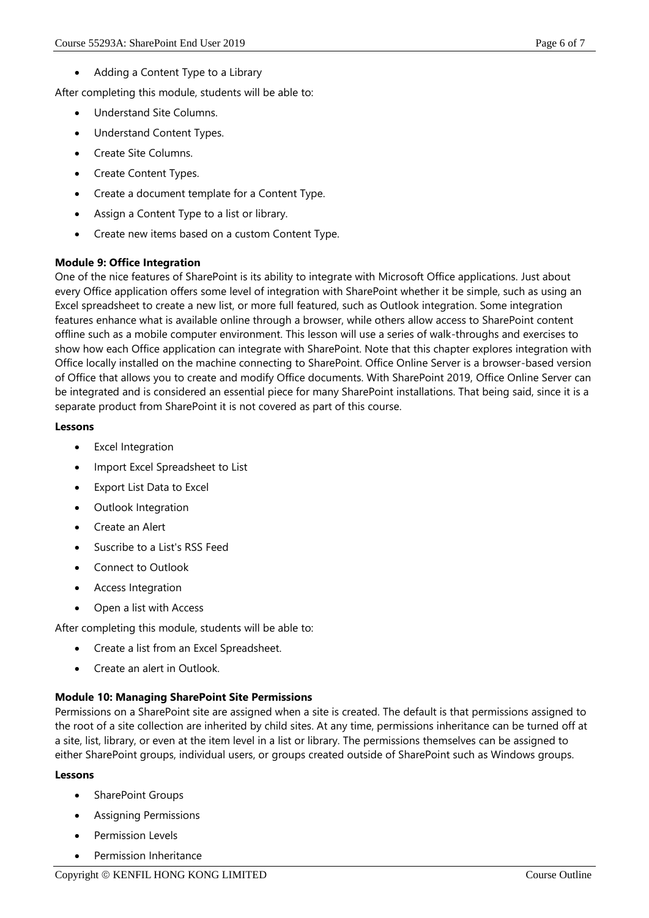- Adding a Content Type to a Library

After completing this module, students will be able to:

- Understand Site Columns.
- Understand Content Types.
- Create Site Columns.
- Create Content Types.
- Create a document template for a Content Type.
- Assign a Content Type to a list or library.
- Create new items based on a custom Content Type.

**Module 9: Office Integration**

One of the nice features of SharePoint is its ability to integrate with Microsoft Office applications. Just about every Office application offers some level of integration with SharePoint whether it be simple, such as using an Excel spreadsheet to create a new list, or more full featured, such as Outlook integration. Some integration features enhance what is available online through a browser, while others allow access to SharePoint content offline such as a mobile computer environment. This lesson will use a series of walk-throughs and exercises to show how each Office application can integrate with SharePoint. Note that this chapter explores integration with Office locally installed on the machine connecting to SharePoint. Office Online Server is a browser-based version of Office that allows you to create and modify Office documents. With SharePoint 2019, Office Online Server can be integrated and is considered an essential piece for many SharePoint installations. That being said, since it is a separate product from SharePoint it is not covered as part of this course.

**Lessons**

- Excel Integration
- Import Excel Spreadsheet to List
- Export List Data to Excel
- Outlook Integration
- Create an Alert
- Suscribe to a List's RSS Feed
- Connect to Outlook
- Access Integration
- Open a list with Access

After completing this module, students will be able to:

- Create a list from an Excel Spreadsheet.
- Create an alert in Outlook.

**Module 10: Managing SharePoint Site Permissions**

Permissions on a SharePoint site are assigned when a site is created. The default is that permissions assigned to the root of a site collection are inherited by child sites. At any time, permissions inheritance can be turned off at a site, list, library, or even at the item level in a list or library. The permissions themselves can be assigned to either SharePoint groups, individual users, or groups created outside of SharePoint such as Windows groups.

**Lessons**

- SharePoint Groups
- Assigning Permissions
- Permission Levels
- Permission Inheritance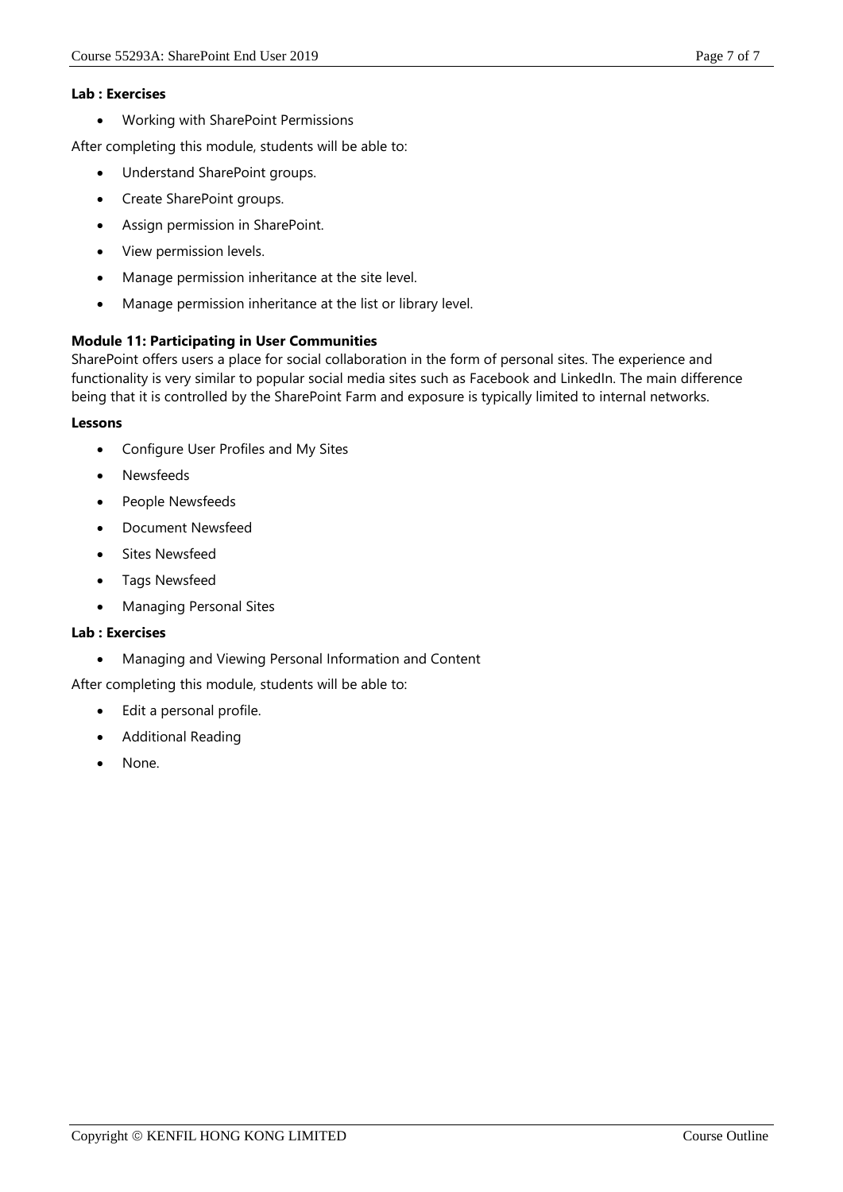**Lab : Exercises**

- Working with SharePoint Permissions

After completing this module, students will be able to:

- Understand SharePoint groups.
- Create SharePoint groups.
- Assign permission in SharePoint.
- View permission levels.
- Manage permission inheritance at the site level.
- Manage permission inheritance at the list or library level.

**Module 11: Participating in User Communities**

SharePoint offers users a place for social collaboration in the form of personal sites. The experience and functionality is very similar to popular social media sites such as Facebook and LinkedIn. The main difference being that it is controlled by the SharePoint Farm and exposure is typically limited to internal networks.

**Lessons**

- Configure User Profiles and My Sites
- Newsfeeds
- People Newsfeeds
- Document Newsfeed
- Sites Newsfeed
- Tags Newsfeed
- Managing Personal Sites

**Lab : Exercises**

- Managing and Viewing Personal Information and Content

After completing this module, students will be able to:

- Edit a personal profile.
- Additional Reading
- None.